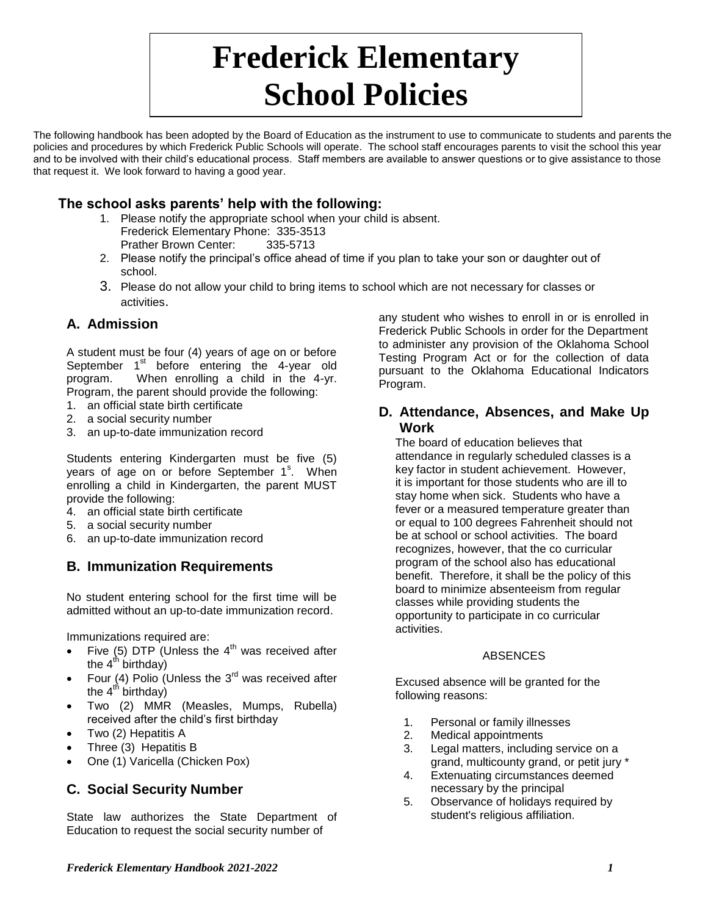# Frederick Elementary School Policies

The following handbook has been adopted by the Board of Education as the instrument to use to communicate to students and parents the policies and procedures by which Frederick Public Schools will operate. The school staff encourages parents to visit the school this year and to be involved with their child's educational process. Staff members are available to answer questions or to give assistance to those that request it. We look forward to having a good year.

### The school asks parents' help with the following:

1. Please notify the appropriate school when your child is absent.
   Frederick Elementary Phone: 335-3513
   Prather Brown Center: 335-5713
2. Please notify the principal's office ahead of time if you plan to take your son or daughter out of school.
3. Please do not allow your child to bring items to school which are not necessary for classes or activities.

## A. Admission

A student must be four (4) years of age on or before September 1st before entering the 4-year old program. When enrolling a child in the 4-yr. Program, the parent should provide the following:

1. an official state birth certificate
2. a social security number
3. an up-to-date immunization record

Students entering Kindergarten must be five (5) years of age on or before September 1s. When enrolling a child in Kindergarten, the parent MUST provide the following:

4. an official state birth certificate
5. a social security number
6. an up-to-date immunization record

## B. Immunization Requirements

No student entering school for the first time will be admitted without an up-to-date immunization record.

Immunizations required are:

- Five (5) DTP (Unless the 4th was received after the 4th birthday)
- Four (4) Polio (Unless the 3rd was received after the 4th birthday)
- Two (2) MMR (Measles, Mumps, Rubella) received after the child's first birthday
- Two (2) Hepatitis A
- Three (3) Hepatitis B
- One (1) Varicella (Chicken Pox)

## C. Social Security Number

State law authorizes the State Department of Education to request the social security number of any student who wishes to enroll in or is enrolled in Frederick Public Schools in order for the Department to administer any provision of the Oklahoma School Testing Program Act or for the collection of data pursuant to the Oklahoma Educational Indicators Program.

## D. Attendance, Absences, and Make Up Work

The board of education believes that attendance in regularly scheduled classes is a key factor in student achievement. However, it is important for those students who are ill to stay home when sick. Students who have a fever or a measured temperature greater than or equal to 100 degrees Fahrenheit should not be at school or school activities. The board recognizes, however, that the co curricular program of the school also has educational benefit. Therefore, it shall be the policy of this board to minimize absenteeism from regular classes while providing students the opportunity to participate in co curricular activities.

ABSENCES

Excused absence will be granted for the following reasons:

1. Personal or family illnesses
2. Medical appointments
3. Legal matters, including service on a grand, multicounty grand, or petit jury *
4. Extenuating circumstances deemed necessary by the principal
5. Observance of holidays required by student's religious affiliation.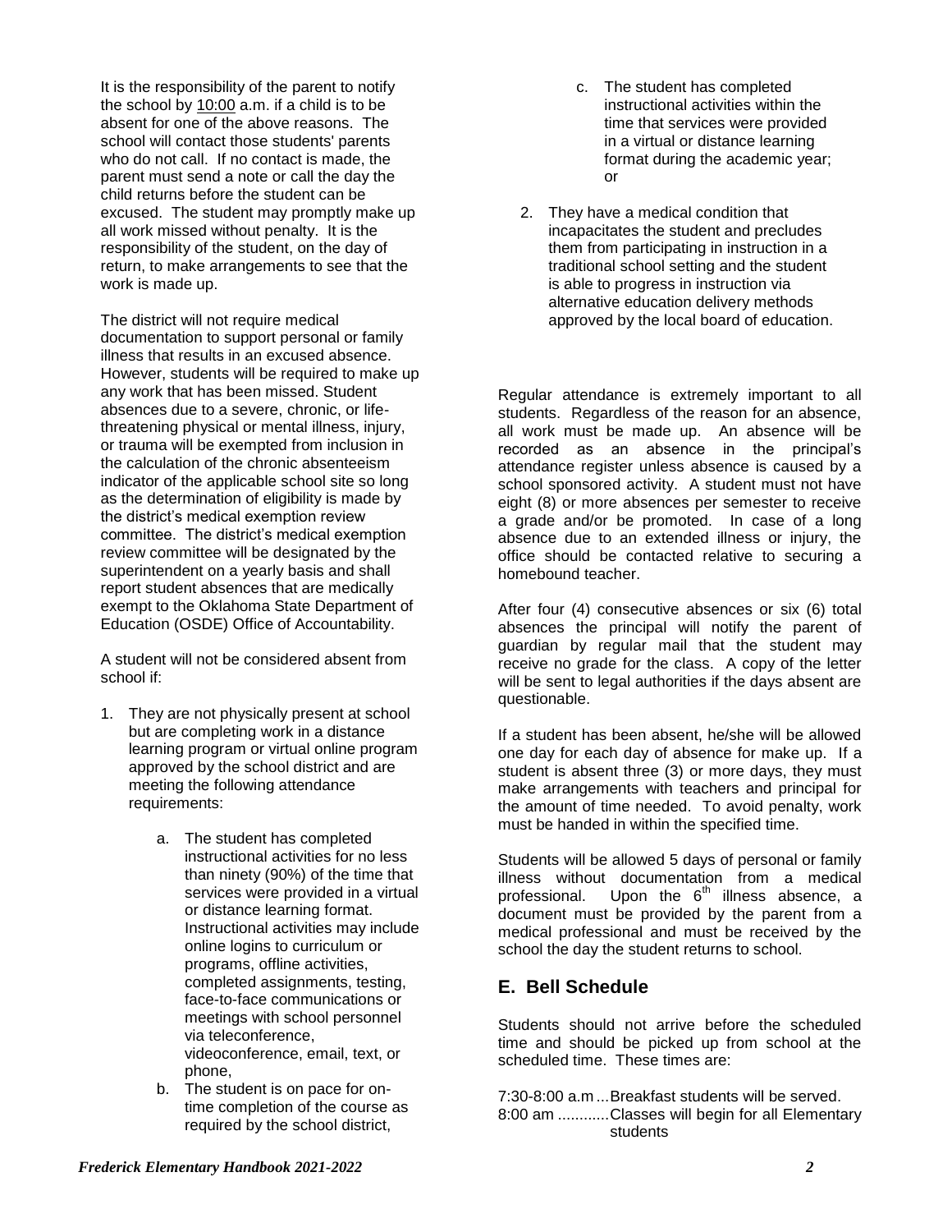It is the responsibility of the parent to notify the school by 10:00 a.m. if a child is to be absent for one of the above reasons. The school will contact those students' parents who do not call. If no contact is made, the parent must send a note or call the day the child returns before the student can be excused. The student may promptly make up all work missed without penalty. It is the responsibility of the student, on the day of return, to make arrangements to see that the work is made up.

The district will not require medical documentation to support personal or family illness that results in an excused absence. However, students will be required to make up any work that has been missed. Student absences due to a severe, chronic, or life-threatening physical or mental illness, injury, or trauma will be exempted from inclusion in the calculation of the chronic absenteeism indicator of the applicable school site so long as the determination of eligibility is made by the district's medical exemption review committee. The district's medical exemption review committee will be designated by the superintendent on a yearly basis and shall report student absences that are medically exempt to the Oklahoma State Department of Education (OSDE) Office of Accountability.

A student will not be considered absent from school if:

1. They are not physically present at school but are completing work in a distance learning program or virtual online program approved by the school district and are meeting the following attendance requirements:
    a. The student has completed instructional activities for no less than ninety (90%) of the time that services were provided in a virtual or distance learning format. Instructional activities may include online logins to curriculum or programs, offline activities, completed assignments, testing, face-to-face communications or meetings with school personnel via teleconference, videoconference, email, text, or phone,
    b. The student is on pace for on-time completion of the course as required by the school district,
    c. The student has completed instructional activities within the time that services were provided in a virtual or distance learning format during the academic year; or
2. They have a medical condition that incapacitates the student and precludes them from participating in instruction in a traditional school setting and the student is able to progress in instruction via alternative education delivery methods approved by the local board of education.

Regular attendance is extremely important to all students. Regardless of the reason for an absence, all work must be made up. An absence will be recorded as an absence in the principal's attendance register unless absence is caused by a school sponsored activity. A student must not have eight (8) or more absences per semester to receive a grade and/or be promoted. In case of a long absence due to an extended illness or injury, the office should be contacted relative to securing a homebound teacher.

After four (4) consecutive absences or six (6) total absences the principal will notify the parent of guardian by regular mail that the student may receive no grade for the class. A copy of the letter will be sent to legal authorities if the days absent are questionable.

If a student has been absent, he/she will be allowed one day for each day of absence for make up. If a student is absent three (3) or more days, they must make arrangements with teachers and principal for the amount of time needed. To avoid penalty, work must be handed in within the specified time.

Students will be allowed 5 days of personal or family illness without documentation from a medical professional. Upon the 6th illness absence, a document must be provided by the parent from a medical professional and must be received by the school the day the student returns to school.

## E. Bell Schedule

Students should not arrive before the scheduled time and should be picked up from school at the scheduled time. These times are:

7:30-8:00 a.m ... Breakfast students will be served.
8:00 am ............ Classes will begin for all Elementary students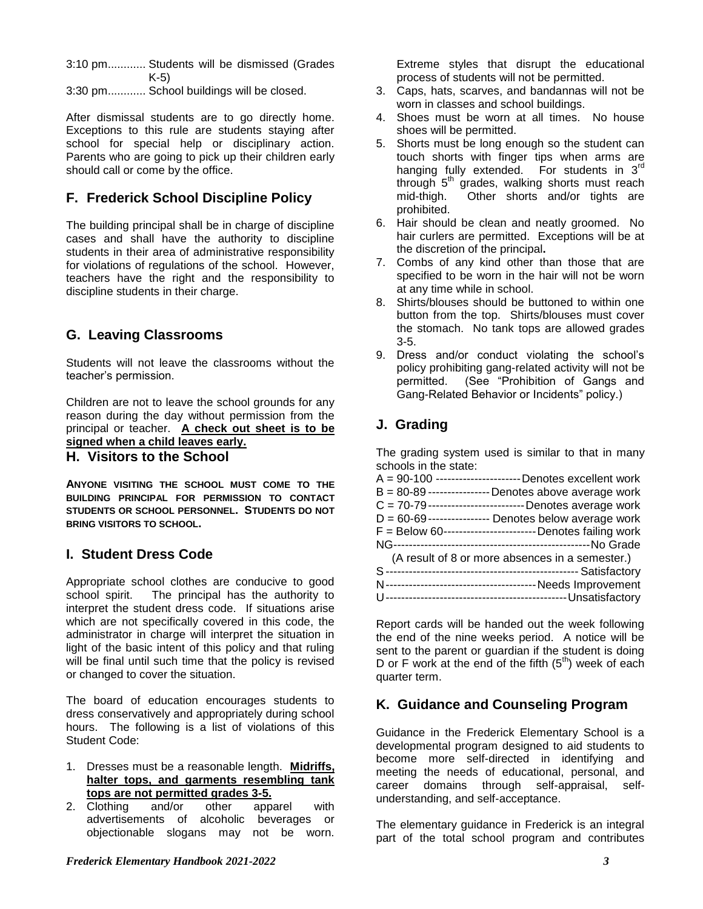3:10 pm............ Students will be dismissed (Grades K-5)
3:30 pm............ School buildings will be closed.

After dismissal students are to go directly home. Exceptions to this rule are students staying after school for special help or disciplinary action. Parents who are going to pick up their children early should call or come by the office.

## F. Frederick School Discipline Policy

The building principal shall be in charge of discipline cases and shall have the authority to discipline students in their area of administrative responsibility for violations of regulations of the school. However, teachers have the right and the responsibility to discipline students in their charge.

## G. Leaving Classrooms

Students will not leave the classrooms without the teacher's permission.

Children are not to leave the school grounds for any reason during the day without permission from the principal or teacher. **A check out sheet is to be signed when a child leaves early.**

## H. Visitors to the School

**ANYONE VISITING THE SCHOOL MUST COME TO THE BUILDING PRINCIPAL FOR PERMISSION TO CONTACT STUDENTS OR SCHOOL PERSONNEL. STUDENTS DO NOT BRING VISITORS TO SCHOOL.**

## I. Student Dress Code

Appropriate school clothes are conducive to good school spirit. The principal has the authority to interpret the student dress code. If situations arise which are not specifically covered in this code, the administrator in charge will interpret the situation in light of the basic intent of this policy and that ruling will be final until such time that the policy is revised or changed to cover the situation.

The board of education encourages students to dress conservatively and appropriately during school hours. The following is a list of violations of this Student Code:

1. Dresses must be a reasonable length. **Midriffs, halter tops, and garments resembling tank tops are not permitted grades 3-5.**
2. Clothing and/or other apparel with advertisements of alcoholic beverages or objectionable slogans may not be worn. Extreme styles that disrupt the educational process of students will not be permitted.
3. Caps, hats, scarves, and bandannas will not be worn in classes and school buildings.
4. Shoes must be worn at all times. No house shoes will be permitted.
5. Shorts must be long enough so the student can touch shorts with finger tips when arms are hanging fully extended. For students in 3rd through 5th grades, walking shorts must reach mid-thigh. Other shorts and/or tights are prohibited.
6. Hair should be clean and neatly groomed. No hair curlers are permitted. Exceptions will be at the discretion of the principal.
7. Combs of any kind other than those that are specified to be worn in the hair will not be worn at any time while in school.
8. Shirts/blouses should be buttoned to within one button from the top. Shirts/blouses must cover the stomach. No tank tops are allowed grades 3-5.
9. Dress and/or conduct violating the school's policy prohibiting gang-related activity will not be permitted. (See "Prohibition of Gangs and Gang-Related Behavior or Incidents" policy.)

## J. Grading

The grading system used is similar to that in many schools in the state:

A = 90-100 ---------------------- Denotes excellent work
B = 80-89 ---------------- Denotes above average work
C = 70-79 ------------------------- Denotes average work
D = 60-69 ---------------- Denotes below average work
F = Below 60------------------------ Denotes failing work
NG--------------------------------------------------- No Grade
(A result of 8 or more absences in a semester.)
S ------------------------------------------------- Satisfactory
N --------------------------------------- Needs Improvement
U ---------------------------------------------- Unsatisfactory

Report cards will be handed out the week following the end of the nine weeks period. A notice will be sent to the parent or guardian if the student is doing D or F work at the end of the fifth (5th) week of each quarter term.

## K. Guidance and Counseling Program

Guidance in the Frederick Elementary School is a developmental program designed to aid students to become more self-directed in identifying and meeting the needs of educational, personal, and career domains through self-appraisal, self-understanding, and self-acceptance.

The elementary guidance in Frederick is an integral part of the total school program and contributes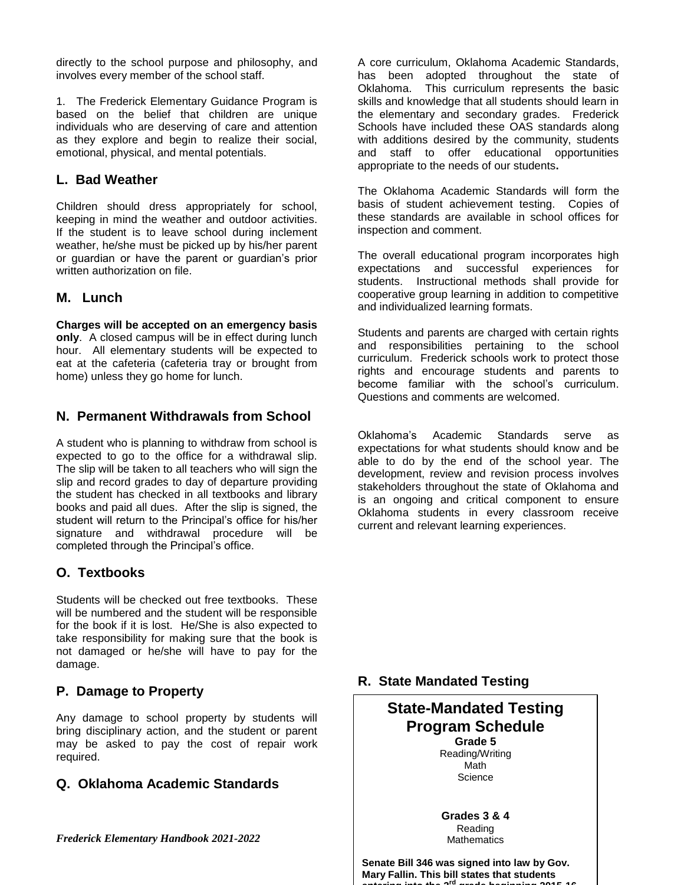directly to the school purpose and philosophy, and involves every member of the school staff.

1. The Frederick Elementary Guidance Program is based on the belief that children are unique individuals who are deserving of care and attention as they explore and begin to realize their social, emotional, physical, and mental potentials.

## L. Bad Weather

Children should dress appropriately for school, keeping in mind the weather and outdoor activities. If the student is to leave school during inclement weather, he/she must be picked up by his/her parent or guardian or have the parent or guardian's prior written authorization on file.

## M. Lunch

**Charges will be accepted on an emergency basis only**. A closed campus will be in effect during lunch hour. All elementary students will be expected to eat at the cafeteria (cafeteria tray or brought from home) unless they go home for lunch.

## N. Permanent Withdrawals from School

A student who is planning to withdraw from school is expected to go to the office for a withdrawal slip. The slip will be taken to all teachers who will sign the slip and record grades to day of departure providing the student has checked in all textbooks and library books and paid all dues. After the slip is signed, the student will return to the Principal's office for his/her signature and withdrawal procedure will be completed through the Principal's office.

## O. Textbooks

Students will be checked out free textbooks. These will be numbered and the student will be responsible for the book if it is lost. He/She is also expected to take responsibility for making sure that the book is not damaged or he/she will have to pay for the damage.

## P. Damage to Property

Any damage to school property by students will bring disciplinary action, and the student or parent may be asked to pay the cost of repair work required.

## Q. Oklahoma Academic Standards

A core curriculum, Oklahoma Academic Standards, has been adopted throughout the state of Oklahoma. This curriculum represents the basic skills and knowledge that all students should learn in the elementary and secondary grades. Frederick Schools have included these OAS standards along with additions desired by the community, students and staff to offer educational opportunities appropriate to the needs of our students**.**

The Oklahoma Academic Standards will form the basis of student achievement testing. Copies of these standards are available in school offices for inspection and comment.

The overall educational program incorporates high expectations and successful experiences for students. Instructional methods shall provide for cooperative group learning in addition to competitive and individualized learning formats.

Students and parents are charged with certain rights and responsibilities pertaining to the school curriculum. Frederick schools work to protect those rights and encourage students and parents to become familiar with the school's curriculum. Questions and comments are welcomed.

Oklahoma's Academic Standards serve as expectations for what students should know and be able to do by the end of the school year. The development, review and revision process involves stakeholders throughout the state of Oklahoma and is an ongoing and critical component to ensure Oklahoma students in every classroom receive current and relevant learning experiences.

## R. State Mandated Testing

**State-Mandated Testing Program Schedule**

**Grade 5**
Reading/Writing
Math
Science

**Grades 3 & 4**
Reading
Mathematics

**Senate Bill 346 was signed into law by Gov. Mary Fallin. This bill states that students entering into the 3rd grade beginning 2015-16**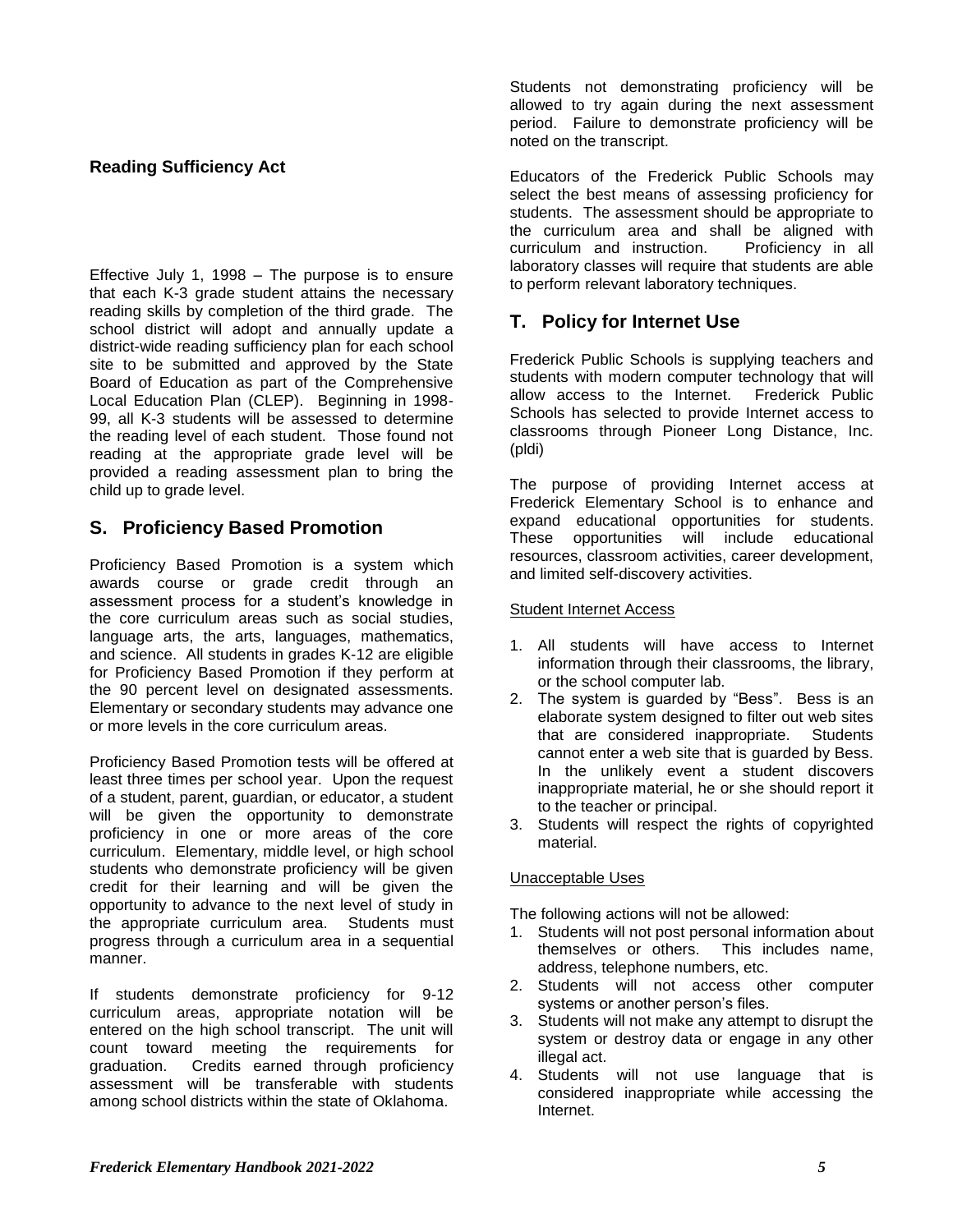### Reading Sufficiency Act

Effective July 1, 1998 – The purpose is to ensure that each K-3 grade student attains the necessary reading skills by completion of the third grade. The school district will adopt and annually update a district-wide reading sufficiency plan for each school site to be submitted and approved by the State Board of Education as part of the Comprehensive Local Education Plan (CLEP). Beginning in 1998-99, all K-3 students will be assessed to determine the reading level of each student. Those found not reading at the appropriate grade level will be provided a reading assessment plan to bring the child up to grade level.

## S. Proficiency Based Promotion

Proficiency Based Promotion is a system which awards course or grade credit through an assessment process for a student's knowledge in the core curriculum areas such as social studies, language arts, the arts, languages, mathematics, and science. All students in grades K-12 are eligible for Proficiency Based Promotion if they perform at the 90 percent level on designated assessments. Elementary or secondary students may advance one or more levels in the core curriculum areas.

Proficiency Based Promotion tests will be offered at least three times per school year. Upon the request of a student, parent, guardian, or educator, a student will be given the opportunity to demonstrate proficiency in one or more areas of the core curriculum. Elementary, middle level, or high school students who demonstrate proficiency will be given credit for their learning and will be given the opportunity to advance to the next level of study in the appropriate curriculum area. Students must progress through a curriculum area in a sequential manner.

If students demonstrate proficiency for 9-12 curriculum areas, appropriate notation will be entered on the high school transcript. The unit will count toward meeting the requirements for graduation. Credits earned through proficiency assessment will be transferable with students among school districts within the state of Oklahoma.

Students not demonstrating proficiency will be allowed to try again during the next assessment period. Failure to demonstrate proficiency will be noted on the transcript.

Educators of the Frederick Public Schools may select the best means of assessing proficiency for students. The assessment should be appropriate to the curriculum area and shall be aligned with curriculum and instruction. Proficiency in all laboratory classes will require that students are able to perform relevant laboratory techniques.

## T. Policy for Internet Use

Frederick Public Schools is supplying teachers and students with modern computer technology that will allow access to the Internet. Frederick Public Schools has selected to provide Internet access to classrooms through Pioneer Long Distance, Inc. (pldi)

The purpose of providing Internet access at Frederick Elementary School is to enhance and expand educational opportunities for students. These opportunities will include educational resources, classroom activities, career development, and limited self-discovery activities.

Student Internet Access

1. All students will have access to Internet information through their classrooms, the library, or the school computer lab.
2. The system is guarded by "Bess". Bess is an elaborate system designed to filter out web sites that are considered inappropriate. Students cannot enter a web site that is guarded by Bess. In the unlikely event a student discovers inappropriate material, he or she should report it to the teacher or principal.
3. Students will respect the rights of copyrighted material.

Unacceptable Uses

The following actions will not be allowed:

1. Students will not post personal information about themselves or others. This includes name, address, telephone numbers, etc.
2. Students will not access other computer systems or another person's files.
3. Students will not make any attempt to disrupt the system or destroy data or engage in any other illegal act.
4. Students will not use language that is considered inappropriate while accessing the Internet.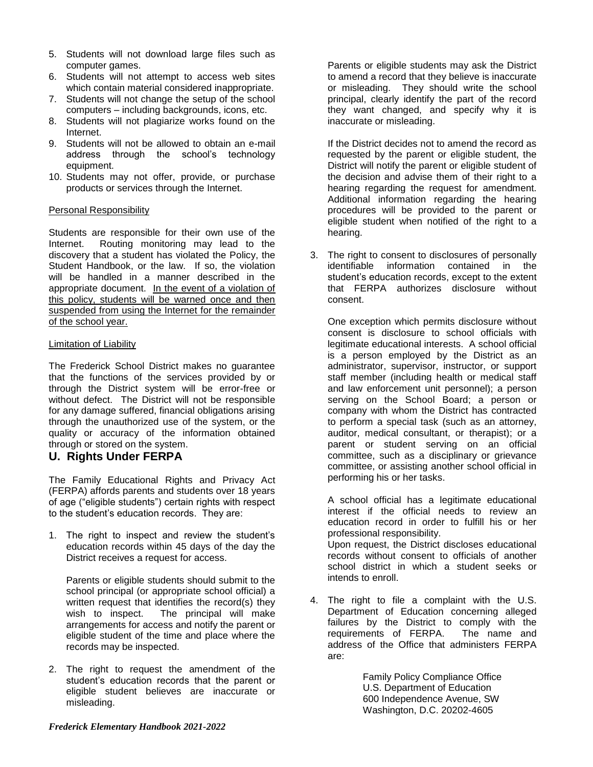5. Students will not download large files such as computer games.
6. Students will not attempt to access web sites which contain material considered inappropriate.
7. Students will not change the setup of the school computers – including backgrounds, icons, etc.
8. Students will not plagiarize works found on the Internet.
9. Students will not be allowed to obtain an e-mail address through the school's technology equipment.
10. Students may not offer, provide, or purchase products or services through the Internet.

Personal Responsibility

Students are responsible for their own use of the Internet. Routing monitoring may lead to the discovery that a student has violated the Policy, the Student Handbook, or the law. If so, the violation will be handled in a manner described in the appropriate document. In the event of a violation of this policy, students will be warned once and then suspended from using the Internet for the remainder of the school year.

Limitation of Liability

The Frederick School District makes no guarantee that the functions of the services provided by or through the District system will be error-free or without defect. The District will not be responsible for any damage suffered, financial obligations arising through the unauthorized use of the system, or the quality or accuracy of the information obtained through or stored on the system.

## U. Rights Under FERPA

The Family Educational Rights and Privacy Act (FERPA) affords parents and students over 18 years of age ("eligible students") certain rights with respect to the student's education records. They are:

1. The right to inspect and review the student's education records within 45 days of the day the District receives a request for access.

   Parents or eligible students should submit to the school principal (or appropriate school official) a written request that identifies the record(s) they wish to inspect. The principal will make arrangements for access and notify the parent or eligible student of the time and place where the records may be inspected.

2. The right to request the amendment of the student's education records that the parent or eligible student believes are inaccurate or misleading.

   Parents or eligible students may ask the District to amend a record that they believe is inaccurate or misleading. They should write the school principal, clearly identify the part of the record they want changed, and specify why it is inaccurate or misleading.

   If the District decides not to amend the record as requested by the parent or eligible student, the District will notify the parent or eligible student of the decision and advise them of their right to a hearing regarding the request for amendment. Additional information regarding the hearing procedures will be provided to the parent or eligible student when notified of the right to a hearing.

3. The right to consent to disclosures of personally identifiable information contained in the student's education records, except to the extent that FERPA authorizes disclosure without consent.

   One exception which permits disclosure without consent is disclosure to school officials with legitimate educational interests. A school official is a person employed by the District as an administrator, supervisor, instructor, or support staff member (including health or medical staff and law enforcement unit personnel); a person serving on the School Board; a person or company with whom the District has contracted to perform a special task (such as an attorney, auditor, medical consultant, or therapist); or a parent or student serving on an official committee, such as a disciplinary or grievance committee, or assisting another school official in performing his or her tasks.

   A school official has a legitimate educational interest if the official needs to review an education record in order to fulfill his or her professional responsibility.
   Upon request, the District discloses educational records without consent to officials of another school district in which a student seeks or intends to enroll.

4. The right to file a complaint with the U.S. Department of Education concerning alleged failures by the District to comply with the requirements of FERPA. The name and address of the Office that administers FERPA are:

   Family Policy Compliance Office
   U.S. Department of Education
   600 Independence Avenue, SW
   Washington, D.C. 20202-4605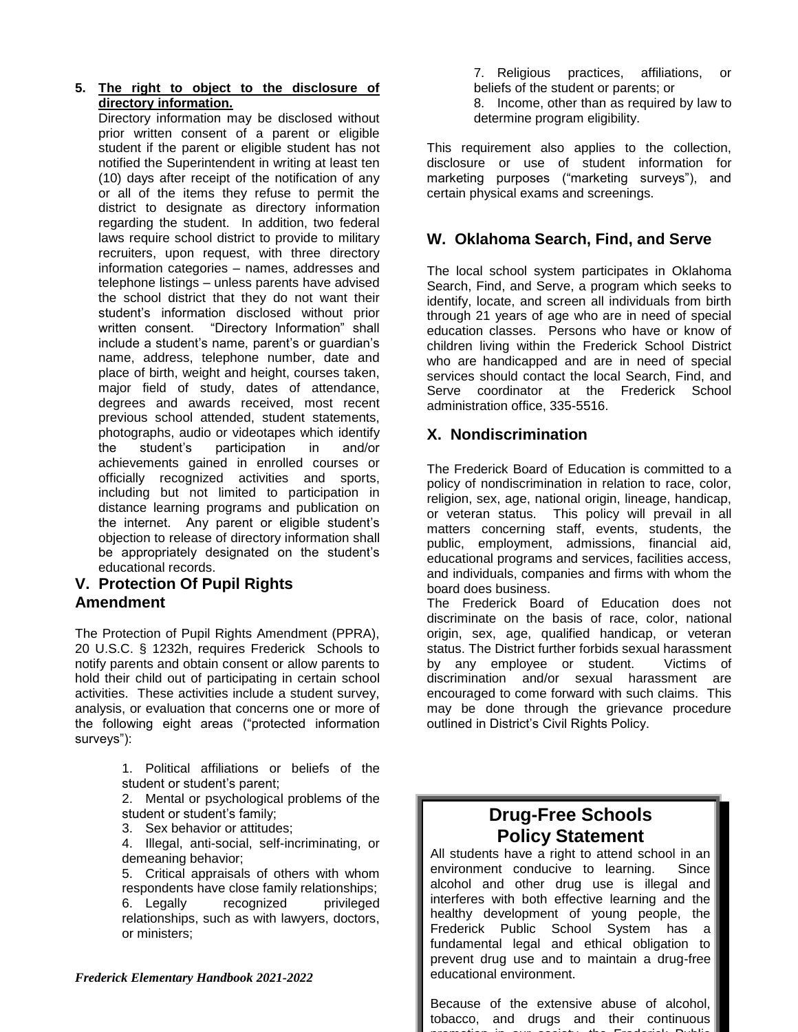5. **The right to object to the disclosure of directory information.**

   Directory information may be disclosed without prior written consent of a parent or eligible student if the parent or eligible student has not notified the Superintendent in writing at least ten (10) days after receipt of the notification of any or all of the items they refuse to permit the district to designate as directory information regarding the student. In addition, two federal laws require school district to provide to military recruiters, upon request, with three directory information categories – names, addresses and telephone listings – unless parents have advised the school district that they do not want their student's information disclosed without prior written consent. "Directory Information" shall include a student's name, parent's or guardian's name, address, telephone number, date and place of birth, weight and height, courses taken, major field of study, dates of attendance, degrees and awards received, most recent previous school attended, student statements, photographs, audio or videotapes which identify the student's participation in and/or achievements gained in enrolled courses or officially recognized activities and sports, including but not limited to participation in distance learning programs and publication on the internet. Any parent or eligible student's objection to release of directory information shall be appropriately designated on the student's educational records.

## V. Protection Of Pupil Rights Amendment

The Protection of Pupil Rights Amendment (PPRA), 20 U.S.C. § 1232h, requires Frederick Schools to notify parents and obtain consent or allow parents to hold their child out of participating in certain school activities. These activities include a student survey, analysis, or evaluation that concerns one or more of the following eight areas ("protected information surveys"):

1. Political affiliations or beliefs of the student or student's parent;
2. Mental or psychological problems of the student or student's family;
3. Sex behavior or attitudes;
4. Illegal, anti-social, self-incriminating, or demeaning behavior;
5. Critical appraisals of others with whom respondents have close family relationships;
6. Legally recognized privileged relationships, such as with lawyers, doctors, or ministers;
7. Religious practices, affiliations, or beliefs of the student or parents; or
8. Income, other than as required by law to determine program eligibility.

This requirement also applies to the collection, disclosure or use of student information for marketing purposes ("marketing surveys"), and certain physical exams and screenings.

## W. Oklahoma Search, Find, and Serve

The local school system participates in Oklahoma Search, Find, and Serve, a program which seeks to identify, locate, and screen all individuals from birth through 21 years of age who are in need of special education classes. Persons who have or know of children living within the Frederick School District who are handicapped and are in need of special services should contact the local Search, Find, and Serve coordinator at the Frederick School administration office, 335-5516.

## X. Nondiscrimination

The Frederick Board of Education is committed to a policy of nondiscrimination in relation to race, color, religion, sex, age, national origin, lineage, handicap, or veteran status. This policy will prevail in all matters concerning staff, events, students, the public, employment, admissions, financial aid, educational programs and services, facilities access, and individuals, companies and firms with whom the board does business.

The Frederick Board of Education does not discriminate on the basis of race, color, national origin, sex, age, qualified handicap, or veteran status. The District further forbids sexual harassment by any employee or student. Victims of discrimination and/or sexual harassment are encouraged to come forward with such claims. This may be done through the grievance procedure outlined in District's Civil Rights Policy.

## Drug-Free Schools Policy Statement

All students have a right to attend school in an environment conducive to learning. Since alcohol and other drug use is illegal and interferes with both effective learning and the healthy development of young people, the Frederick Public School System has a fundamental legal and ethical obligation to prevent drug use and to maintain a drug-free educational environment.

Because of the extensive abuse of alcohol, tobacco, and drugs and their continuous promotion in our society, the Frederick Public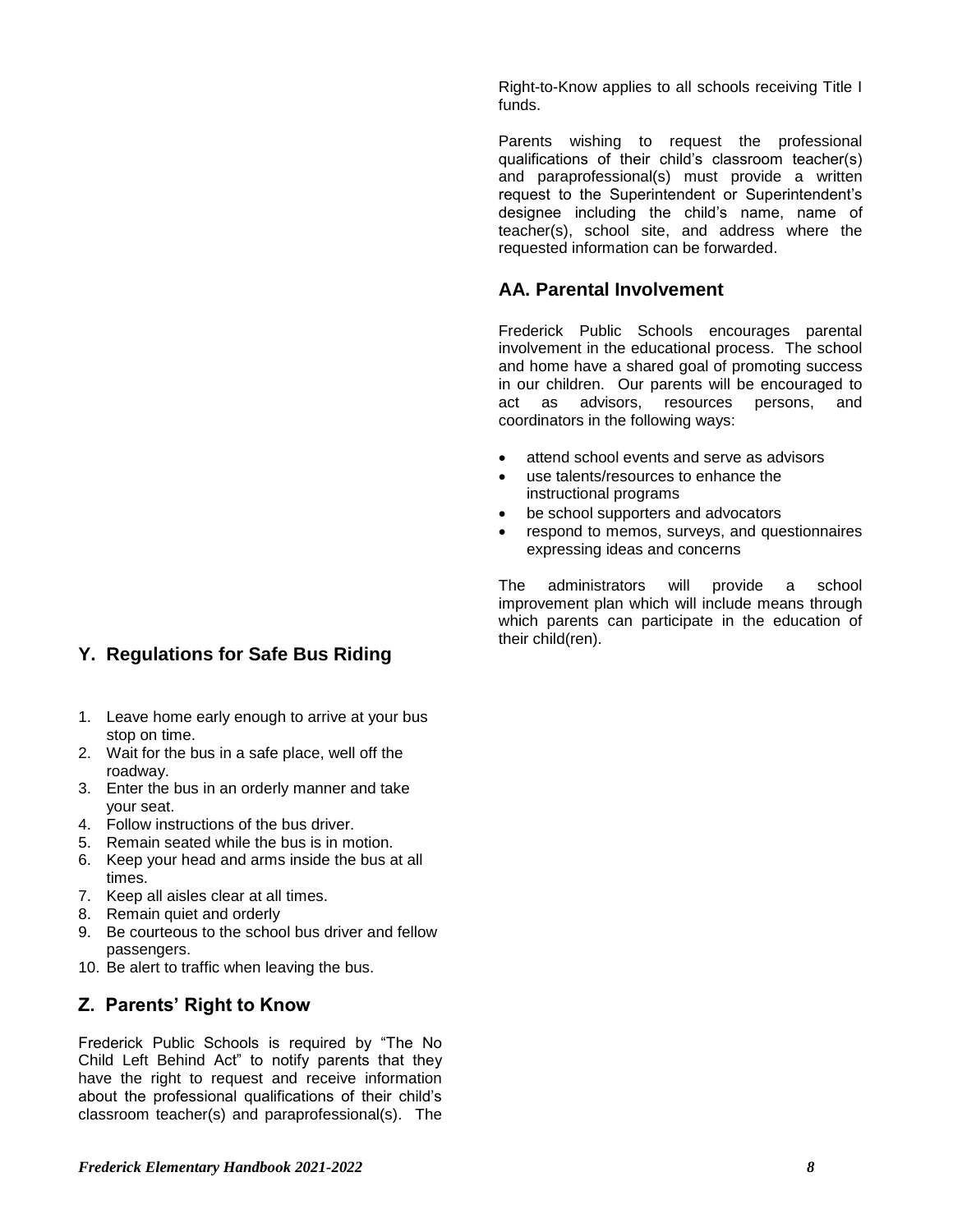## Y. Regulations for Safe Bus Riding

1. Leave home early enough to arrive at your bus stop on time.
2. Wait for the bus in a safe place, well off the roadway.
3. Enter the bus in an orderly manner and take your seat.
4. Follow instructions of the bus driver.
5. Remain seated while the bus is in motion.
6. Keep your head and arms inside the bus at all times.
7. Keep all aisles clear at all times.
8. Remain quiet and orderly
9. Be courteous to the school bus driver and fellow passengers.
10. Be alert to traffic when leaving the bus.

## Z. Parents' Right to Know

Frederick Public Schools is required by "The No Child Left Behind Act" to notify parents that they have the right to request and receive information about the professional qualifications of their child's classroom teacher(s) and paraprofessional(s). The Right-to-Know applies to all schools receiving Title I funds.

Parents wishing to request the professional qualifications of their child's classroom teacher(s) and paraprofessional(s) must provide a written request to the Superintendent or Superintendent's designee including the child's name, name of teacher(s), school site, and address where the requested information can be forwarded.

## AA. Parental Involvement

Frederick Public Schools encourages parental involvement in the educational process. The school and home have a shared goal of promoting success in our children. Our parents will be encouraged to act as advisors, resources persons, and coordinators in the following ways:

- attend school events and serve as advisors
- use talents/resources to enhance the instructional programs
- be school supporters and advocators
- respond to memos, surveys, and questionnaires expressing ideas and concerns

The administrators will provide a school improvement plan which will include means through which parents can participate in the education of their child(ren).